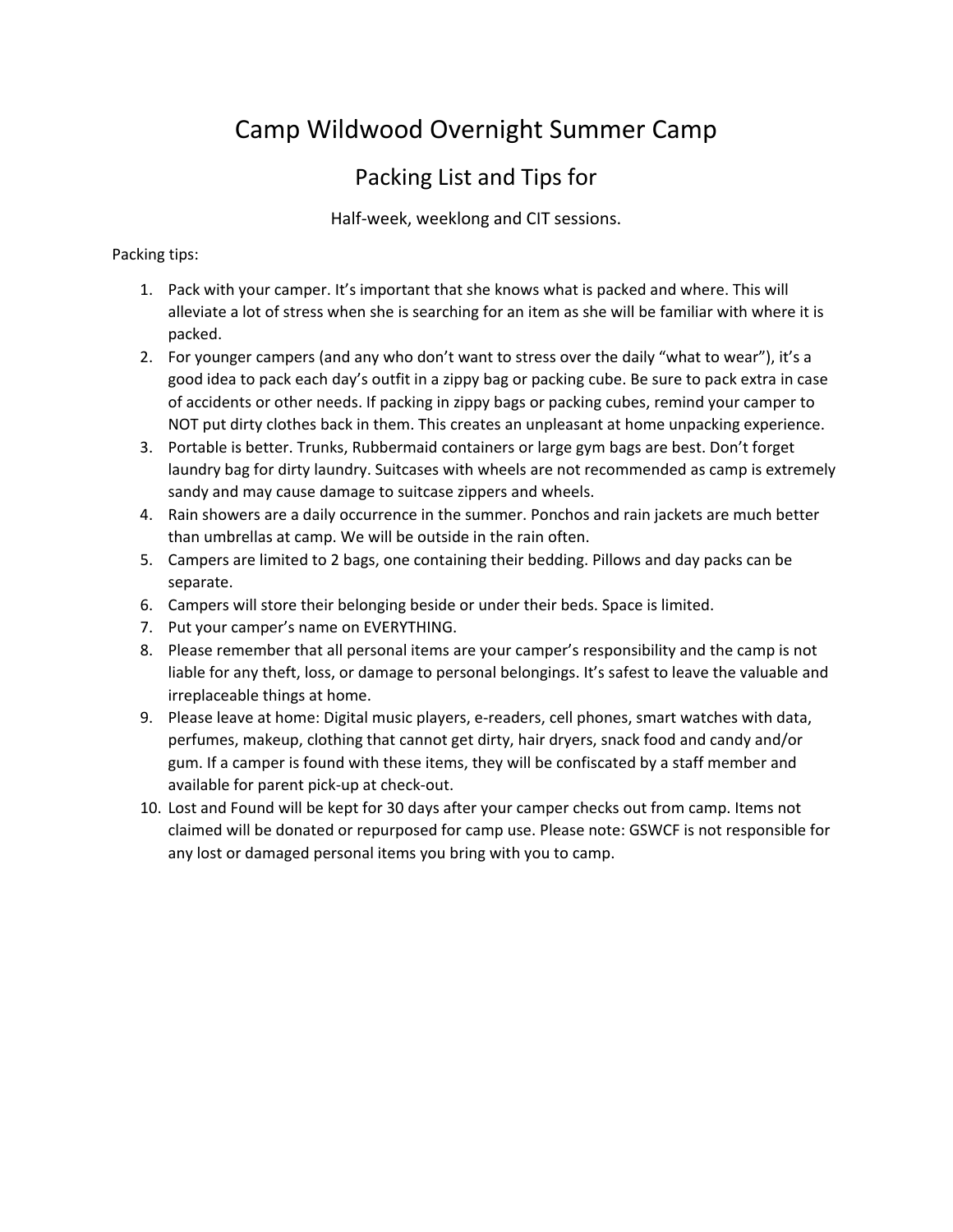# Camp Wildwood Overnight Summer Camp

## Packing List and Tips for

### Half-week, weeklong and CIT sessions.

Packing tips:

1. Pack with your camper. It's important that she knows what is packed and where. This will alleviate a lot of stress when she is searching for an item as she will be familiar with where it is packed.
2. For younger campers (and any who don't want to stress over the daily "what to wear"), it's a good idea to pack each day's outfit in a zippy bag or packing cube. Be sure to pack extra in case of accidents or other needs. If packing in zippy bags or packing cubes, remind your camper to NOT put dirty clothes back in them. This creates an unpleasant at home unpacking experience.
3. Portable is better. Trunks, Rubbermaid containers or large gym bags are best. Don't forget laundry bag for dirty laundry. Suitcases with wheels are not recommended as camp is extremely sandy and may cause damage to suitcase zippers and wheels.
4. Rain showers are a daily occurrence in the summer. Ponchos and rain jackets are much better than umbrellas at camp. We will be outside in the rain often.
5. Campers are limited to 2 bags, one containing their bedding. Pillows and day packs can be separate.
6. Campers will store their belonging beside or under their beds. Space is limited.
7. Put your camper's name on EVERYTHING.
8. Please remember that all personal items are your camper's responsibility and the camp is not liable for any theft, loss, or damage to personal belongings. It's safest to leave the valuable and irreplaceable things at home.
9. Please leave at home: Digital music players, e-readers, cell phones, smart watches with data, perfumes, makeup, clothing that cannot get dirty, hair dryers, snack food and candy and/or gum. If a camper is found with these items, they will be confiscated by a staff member and available for parent pick-up at check-out.
10. Lost and Found will be kept for 30 days after your camper checks out from camp. Items not claimed will be donated or repurposed for camp use. Please note: GSWCF is not responsible for any lost or damaged personal items you bring with you to camp.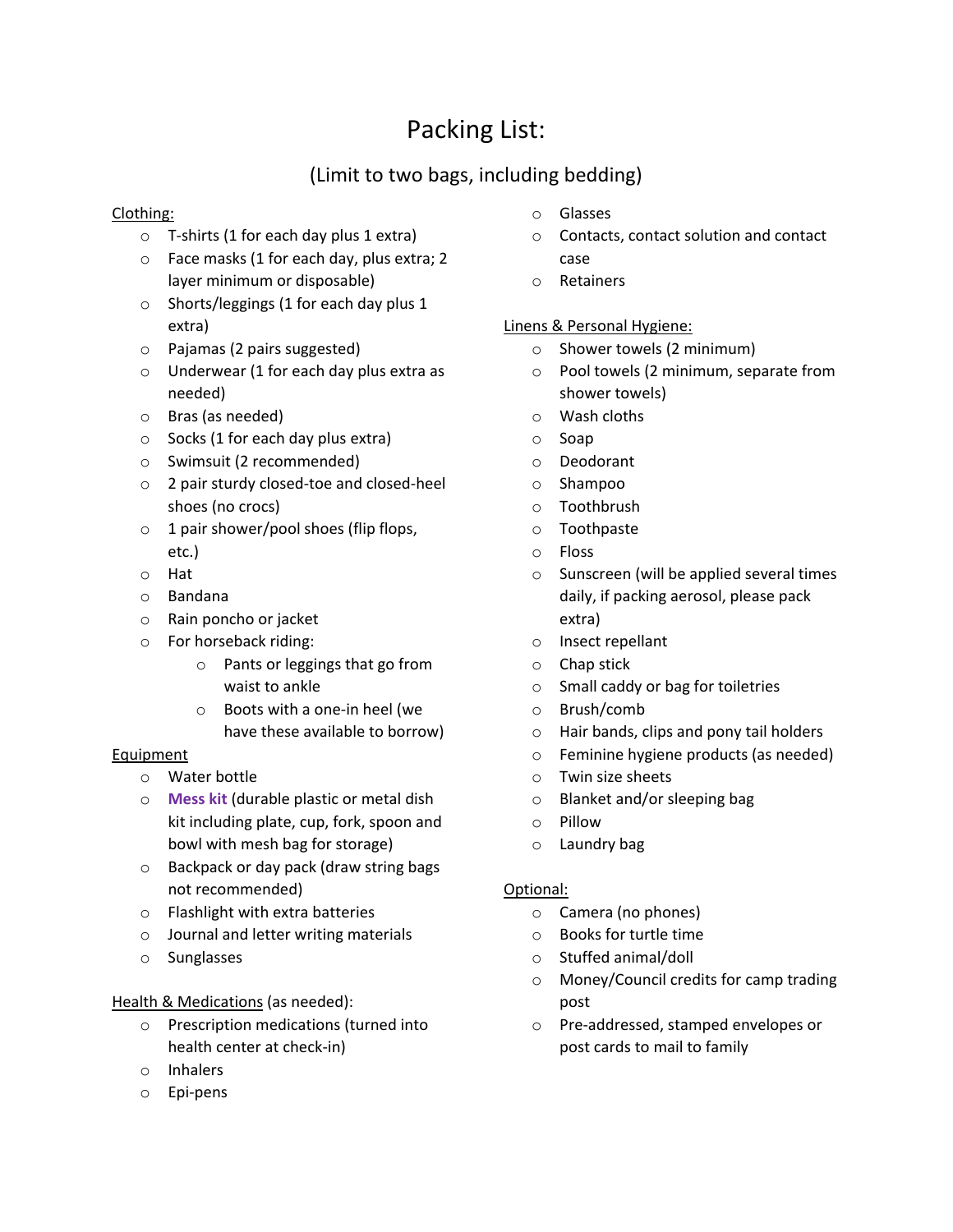# Packing List:

## (Limit to two bags, including bedding)

Clothing:

- T-shirts (1 for each day plus 1 extra)
- Face masks (1 for each day, plus extra; 2 layer minimum or disposable)
- Shorts/leggings (1 for each day plus 1 extra)
- Pajamas (2 pairs suggested)
- Underwear (1 for each day plus extra as needed)
- Bras (as needed)
- Socks (1 for each day plus extra)
- Swimsuit (2 recommended)
- 2 pair sturdy closed-toe and closed-heel shoes (no crocs)
- 1 pair shower/pool shoes (flip flops, etc.)
- Hat
- Bandana
- Rain poncho or jacket
- For horseback riding:
    - Pants or leggings that go from waist to ankle
    - Boots with a one-in heel (we have these available to borrow)

Equipment

- Water bottle
- **Mess kit** (durable plastic or metal dish kit including plate, cup, fork, spoon and bowl with mesh bag for storage)
- Backpack or day pack (draw string bags not recommended)
- Flashlight with extra batteries
- Journal and letter writing materials
- Sunglasses

Health & Medications (as needed):

- Prescription medications (turned into health center at check-in)
- Inhalers
- Epi-pens
- Glasses
- Contacts, contact solution and contact case
- Retainers

Linens & Personal Hygiene:

- Shower towels (2 minimum)
- Pool towels (2 minimum, separate from shower towels)
- Wash cloths
- Soap
- Deodorant
- Shampoo
- Toothbrush
- Toothpaste
- Floss
- Sunscreen (will be applied several times daily, if packing aerosol, please pack extra)
- Insect repellant
- Chap stick
- Small caddy or bag for toiletries
- Brush/comb
- Hair bands, clips and pony tail holders
- Feminine hygiene products (as needed)
- Twin size sheets
- Blanket and/or sleeping bag
- Pillow
- Laundry bag

Optional:

- Camera (no phones)
- Books for turtle time
- Stuffed animal/doll
- Money/Council credits for camp trading post
- Pre-addressed, stamped envelopes or post cards to mail to family